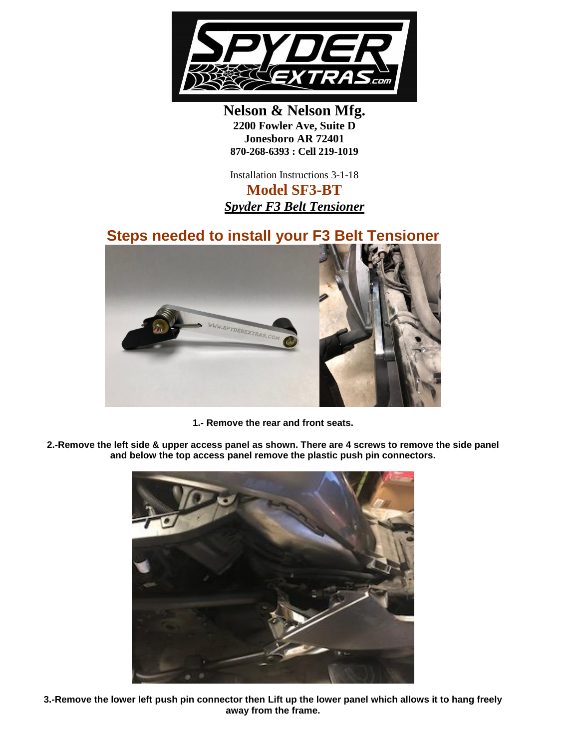**Nelson & Nelson Mfg.**
**2200 Fowler Ave, Suite D**
**Jonesboro AR 72401**
**870-268-6393 : Cell 219-1019**

Installation Instructions 3-1-18

**Model SF3-BT**

***Spyder F3 Belt Tensioner***

## Steps needed to install your F3 Belt Tensioner

**1.- Remove the rear and front seats.**

**2.-Remove the left side & upper access panel as shown. There are 4 screws to remove the side panel and below the top access panel remove the plastic push pin connectors.**

**3.-Remove the lower left push pin connector then Lift up the lower panel which allows it to hang freely away from the frame.**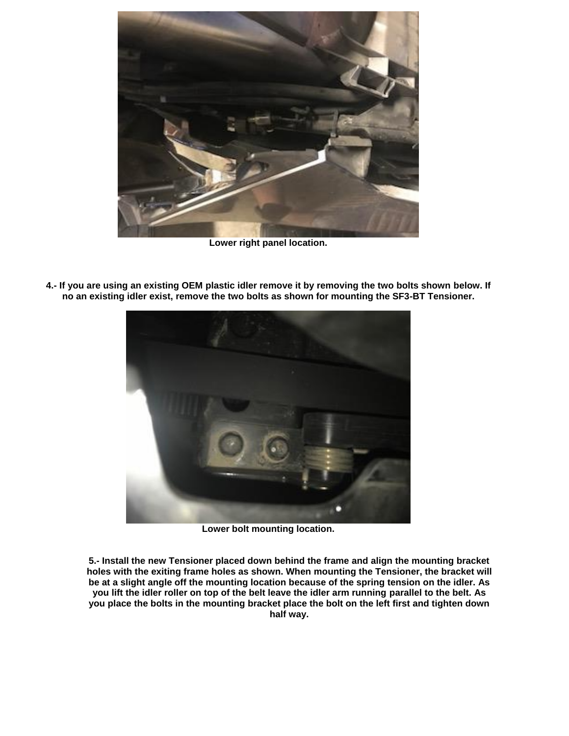**Lower right panel location.**

**4.- If you are using an existing OEM plastic idler remove it by removing the two bolts shown below. If no an existing idler exist, remove the two bolts as shown for mounting the SF3-BT Tensioner.**

**Lower bolt mounting location.**

**5.- Install the new Tensioner placed down behind the frame and align the mounting bracket holes with the exiting frame holes as shown. When mounting the Tensioner, the bracket will be at a slight angle off the mounting location because of the spring tension on the idler. As you lift the idler roller on top of the belt leave the idler arm running parallel to the belt. As you place the bolts in the mounting bracket place the bolt on the left first and tighten down half way.**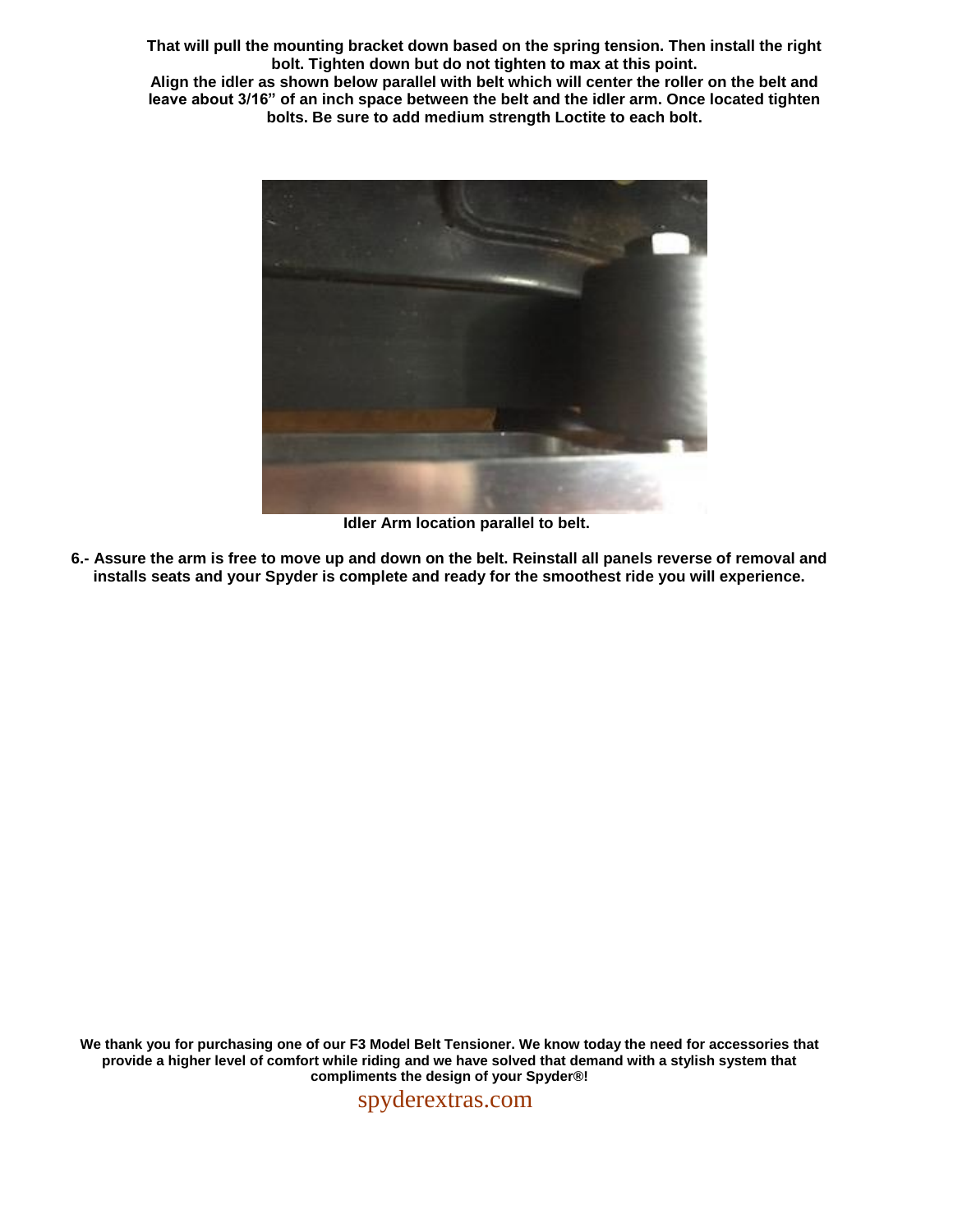**That will pull the mounting bracket down based on the spring tension. Then install the right bolt. Tighten down but do not tighten to max at this point.**
**Align the idler as shown below parallel with belt which will center the roller on the belt and leave about 3/16" of an inch space between the belt and the idler arm. Once located tighten bolts. Be sure to add medium strength Loctite to each bolt.**

**Idler Arm location parallel to belt.**

**6.- Assure the arm is free to move up and down on the belt. Reinstall all panels reverse of removal and installs seats and your Spyder is complete and ready for the smoothest ride you will experience.**

**We thank you for purchasing one of our F3 Model Belt Tensioner. We know today the need for accessories that provide a higher level of comfort while riding and we have solved that demand with a stylish system that compliments the design of your Spyder®!**

spyderextras.com